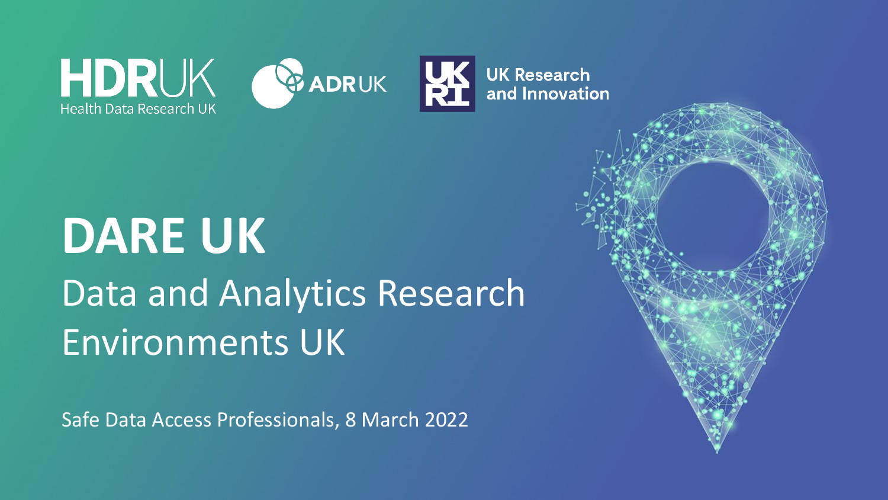HDRUK Health Data Research UK

ADRUK

UK Research and Innovation

# DARE UK

## Data and Analytics Research Environments UK

Safe Data Access Professionals, 8 March 2022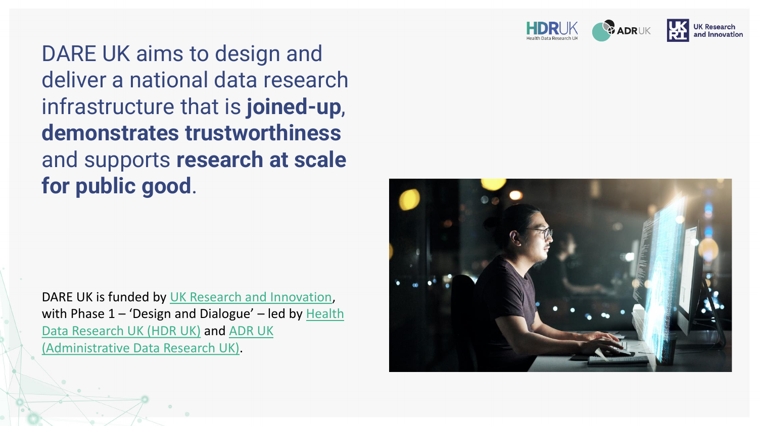DARE UK aims to design and deliver a national data research infrastructure that is **joined-up**, **demonstrates trustworthiness** and supports **research at scale for public good**.

DARE UK is funded by UK Research and Innovation, with Phase 1 – 'Design and Dialogue' – led by Health Data Research UK (HDR UK) and ADR UK (Administrative Data Research UK).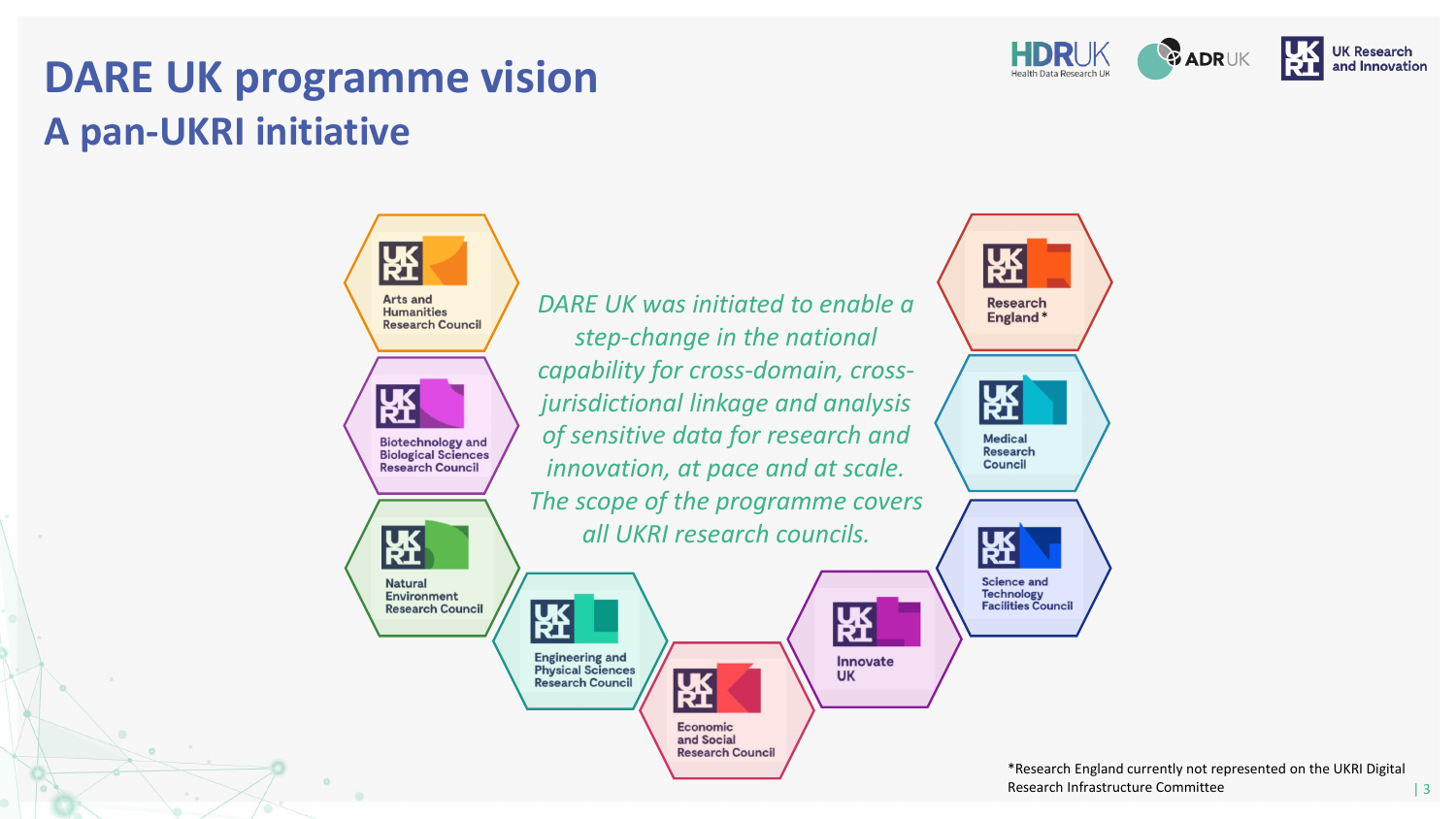# DARE UK programme vision

## A pan-UKRI initiative

HDRUK Health Data Research UK | ADR UK | UK Research and Innovation

- Arts and Humanities Research Council
- Biotechnology and Biological Sciences Research Council
- Natural Environment Research Council
- Engineering and Physical Sciences Research Council
- Economic and Social Research Council
- Innovate UK
- Science and Technology Facilities Council
- Medical Research Council
- Research England *

*DARE UK was initiated to enable a step-change in the national capability for cross-domain, cross-jurisdictional linkage and analysis of sensitive data for research and innovation, at pace and at scale. The scope of the programme covers all UKRI research councils.*

*Research England currently not represented on the UKRI Digital Research Infrastructure Committee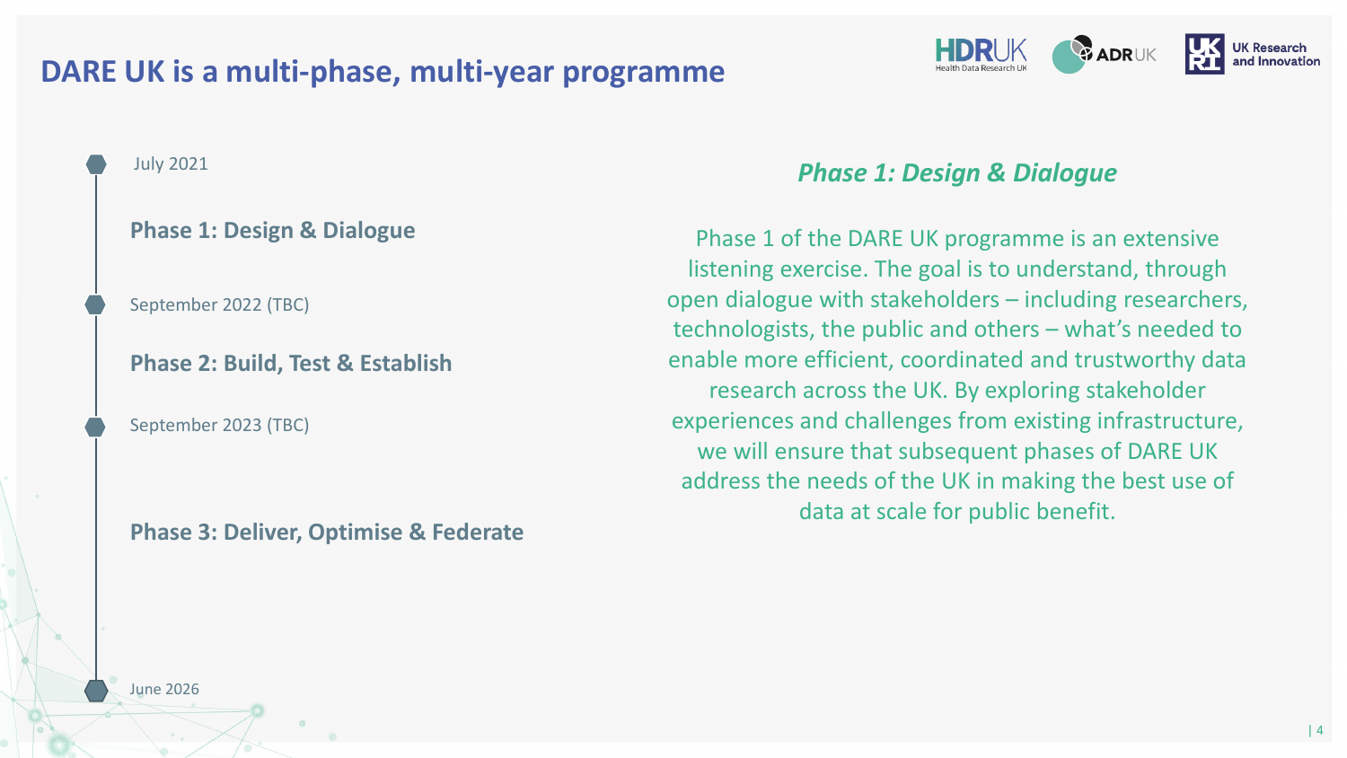# DARE UK is a multi-phase, multi-year programme

HDRUK Health Data Research UK | ADR UK | UK Research and Innovation

July 2021

**Phase 1: Design & Dialogue**

September 2022 (TBC)

**Phase 2: Build, Test & Establish**

September 2023 (TBC)

**Phase 3: Deliver, Optimise & Federate**

June 2026

## *Phase 1: Design & Dialogue*

Phase 1 of the DARE UK programme is an extensive listening exercise. The goal is to understand, through open dialogue with stakeholders – including researchers, technologists, the public and others – what's needed to enable more efficient, coordinated and trustworthy data research across the UK. By exploring stakeholder experiences and challenges from existing infrastructure, we will ensure that subsequent phases of DARE UK address the needs of the UK in making the best use of data at scale for public benefit.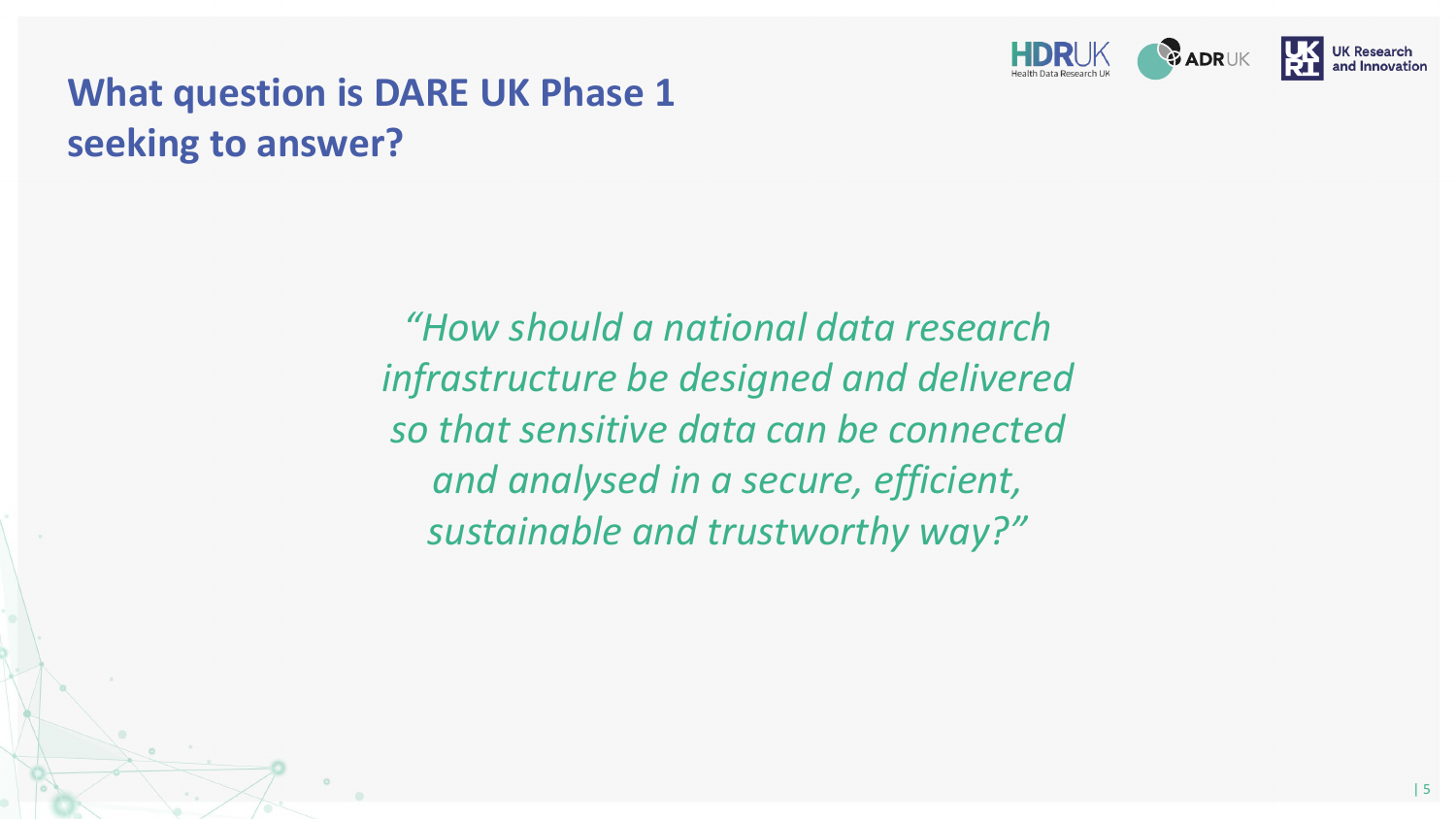# What question is DARE UK Phase 1 seeking to answer?

*"How should a national data research infrastructure be designed and delivered so that sensitive data can be connected and analysed in a secure, efficient, sustainable and trustworthy way?"*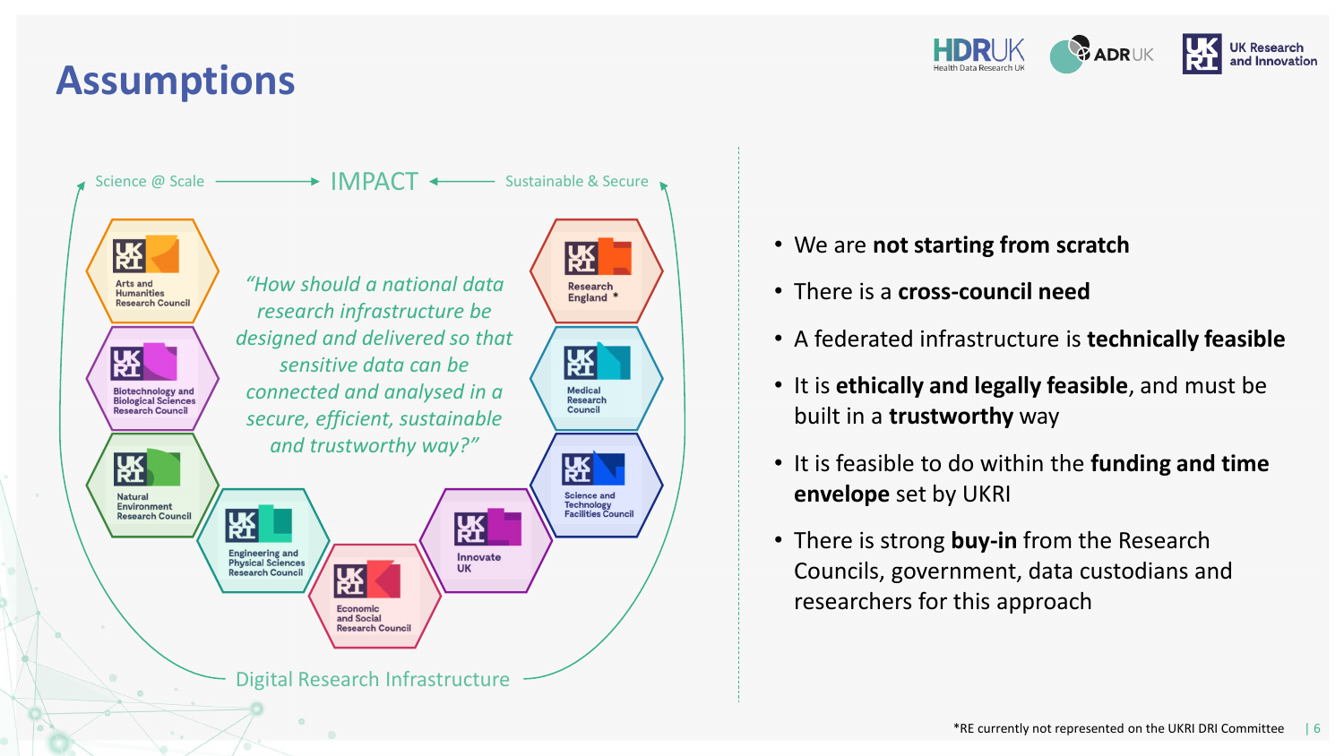# Assumptions

Science @ Scale → IMPACT ← Sustainable & Secure

Arts and Humanities Research Council

Biotechnology and Biological Sciences Research Council

Natural Environment Research Council

Engineering and Physical Sciences Research Council

Economic and Social Research Council

Innovate UK

Science and Technology Facilities Council

Medical Research Council

Research England *

*"How should a national data research infrastructure be designed and delivered so that sensitive data can be connected and analysed in a secure, efficient, sustainable and trustworthy way?"*

Digital Research Infrastructure

- We are **not starting from scratch**
- There is a **cross-council need**
- A federated infrastructure is **technically feasible**
- It is **ethically and legally feasible**, and must be built in a **trustworthy** way
- It is feasible to do within the **funding and time envelope** set by UKRI
- There is strong **buy-in** from the Research Councils, government, data custodians and researchers for this approach

*RE currently not represented on the UKRI DRI Committee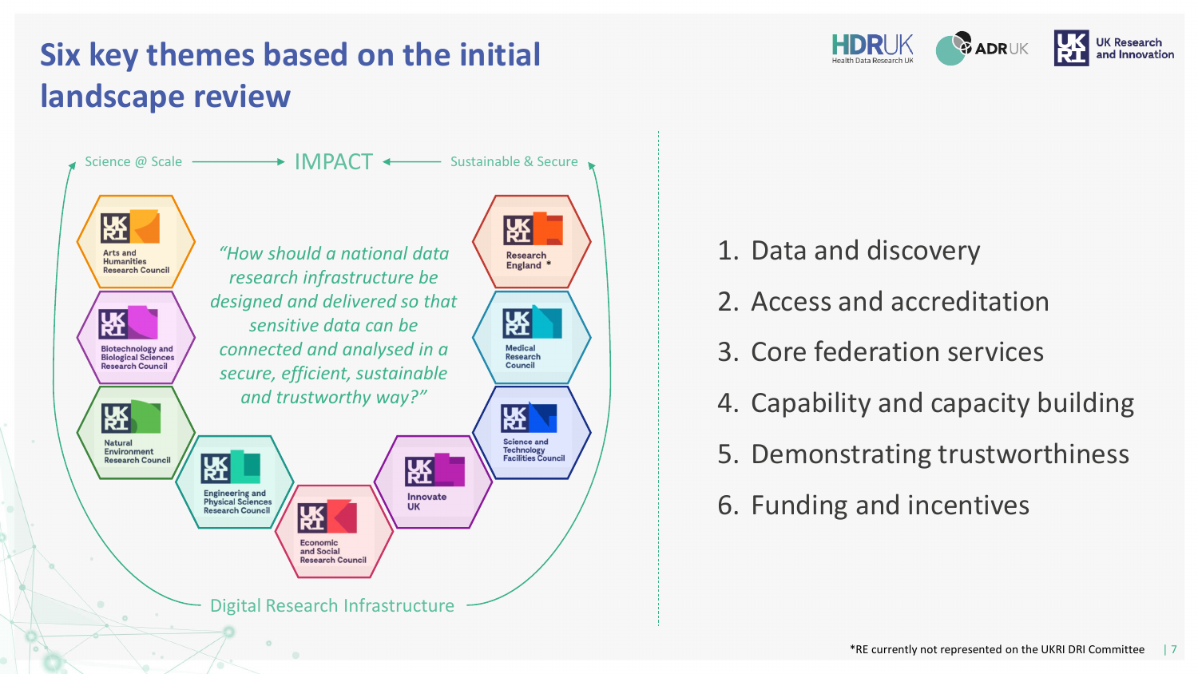# Six key themes based on the initial landscape review

Science @ Scale → IMPACT ← Sustainable & Secure

Arts and Humanities Research Council

Biotechnology and Biological Sciences Research Council

Natural Environment Research Council

Engineering and Physical Sciences Research Council

Economic and Social Research Council

Innovate UK

Science and Technology Facilities Council

Medical Research Council

Research England *

*"How should a national data research infrastructure be designed and delivered so that sensitive data can be connected and analysed in a secure, efficient, sustainable and trustworthy way?"*

Digital Research Infrastructure

1. Data and discovery
2. Access and accreditation
3. Core federation services
4. Capability and capacity building
5. Demonstrating trustworthiness
6. Funding and incentives

*RE currently not represented on the UKRI DRI Committee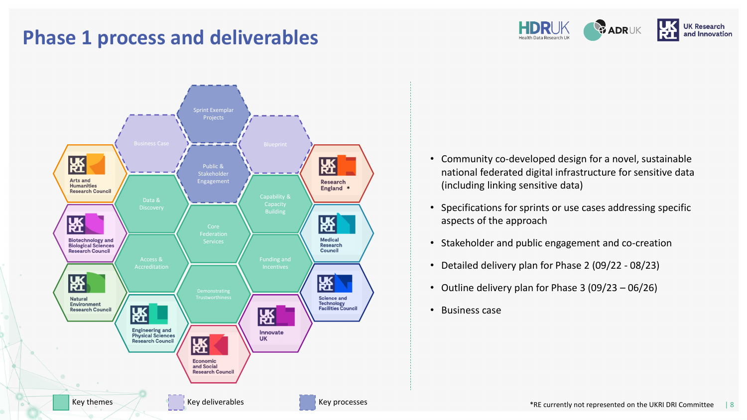# Phase 1 process and deliverables

Sprint Exemplar Projects

Business Case

Blueprint

Public & Stakeholder Engagement

Data & Discovery

Capability & Capacity Building

Core Federation Services

Access & Accreditation

Funding and Incentives

Demonstrating Trustworthiness

Arts and Humanities Research Council

Research England *

Biotechnology and Biological Sciences Research Council

Medical Research Council

Natural Environment Research Council

Science and Technology Facilities Council

Engineering and Physical Sciences Research Council

Innovate UK

Economic and Social Research Council

- Community co-developed design for a novel, sustainable national federated digital infrastructure for sensitive data (including linking sensitive data)
- Specifications for sprints or use cases addressing specific aspects of the approach
- Stakeholder and public engagement and co-creation
- Detailed delivery plan for Phase 2 (09/22 - 08/23)
- Outline delivery plan for Phase 3 (09/23 – 06/26)
- Business case

Key themes | Key deliverables | Key processes

*RE currently not represented on the UKRI DRI Committee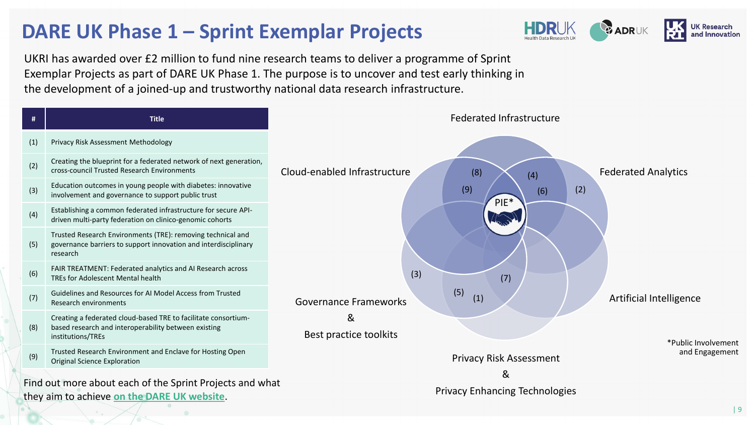# DARE UK Phase 1 – Sprint Exemplar Projects

UKRI has awarded over £2 million to fund nine research teams to deliver a programme of Sprint Exemplar Projects as part of DARE UK Phase 1. The purpose is to uncover and test early thinking in the development of a joined-up and trustworthy national data research infrastructure.

| # | Title |
|---|---|
| (1) | Privacy Risk Assessment Methodology |
| (2) | Creating the blueprint for a federated network of next generation, cross-council Trusted Research Environments |
| (3) | Education outcomes in young people with diabetes: innovative involvement and governance to support public trust |
| (4) | Establishing a common federated infrastructure for secure API-driven multi-party federation on clinico-genomic cohorts |
| (5) | Trusted Research Environments (TRE): removing technical and governance barriers to support innovation and interdisciplinary research |
| (6) | FAIR TREATMENT: Federated analytics and AI Research across TREs for Adolescent Mental health |
| (7) | Guidelines and Resources for AI Model Access from Trusted Research environments |
| (8) | Creating a federated cloud-based TRE to facilitate consortium-based research and interoperability between existing institutions/TREs |
| (9) | Trusted Research Environment and Enclave for Hosting Open Original Science Exploration |

Find out more about each of the Sprint Projects and what they aim to achieve on the DARE UK website.

Federated Infrastructure

Cloud-enabled Infrastructure

Federated Analytics

Governance Frameworks & Best practice toolkits

Artificial Intelligence

Privacy Risk Assessment & Privacy Enhancing Technologies

PIE*

(8) (4) (9) (6) (2) (3) (7) (5) (1)

*Public Involvement and Engagement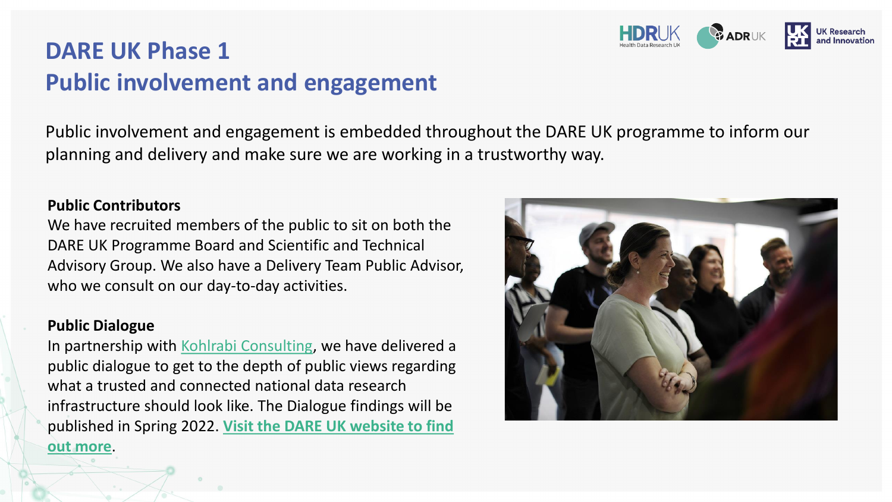# DARE UK Phase 1
# Public involvement and engagement

Public involvement and engagement is embedded throughout the DARE UK programme to inform our planning and delivery and make sure we are working in a trustworthy way.

**Public Contributors**

We have recruited members of the public to sit on both the DARE UK Programme Board and Scientific and Technical Advisory Group. We also have a Delivery Team Public Advisor, who we consult on our day-to-day activities.

**Public Dialogue**

In partnership with Kohlrabi Consulting, we have delivered a public dialogue to get to the depth of public views regarding what a trusted and connected national data research infrastructure should look like. The Dialogue findings will be published in Spring 2022. **Visit the DARE UK website to find out more**.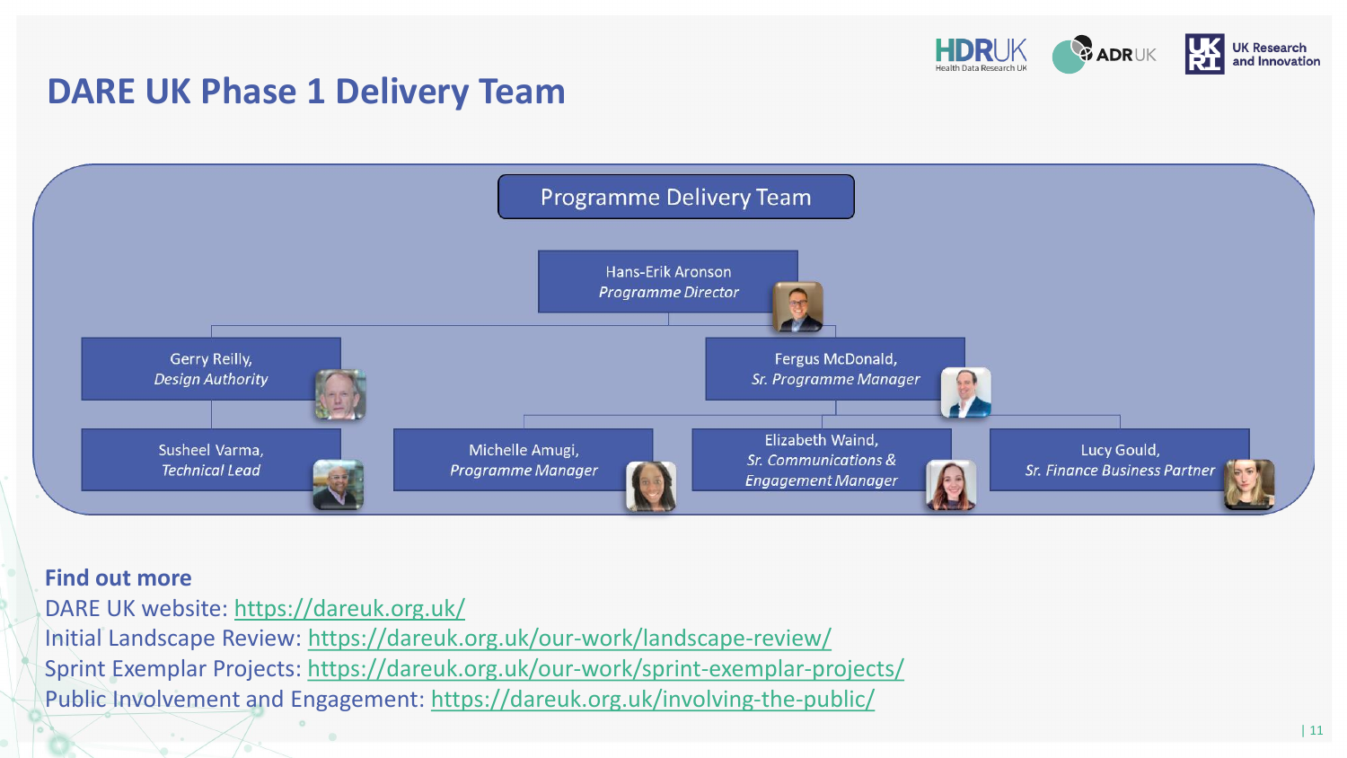# DARE UK Phase 1 Delivery Team

## Programme Delivery Team

- Hans-Erik Aronson, *Programme Director*
  - Gerry Reilly, *Design Authority*
    - Susheel Varma, *Technical Lead*
  - Fergus McDonald, *Sr. Programme Manager*
    - Michelle Amugi, *Programme Manager*
    - Elizabeth Waind, *Sr. Communications & Engagement Manager*
    - Lucy Gould, *Sr. Finance Business Partner*

**Find out more**

DARE UK website: https://dareuk.org.uk/

Initial Landscape Review: https://dareuk.org.uk/our-work/landscape-review/

Sprint Exemplar Projects: https://dareuk.org.uk/our-work/sprint-exemplar-projects/

Public Involvement and Engagement: https://dareuk.org.uk/involving-the-public/